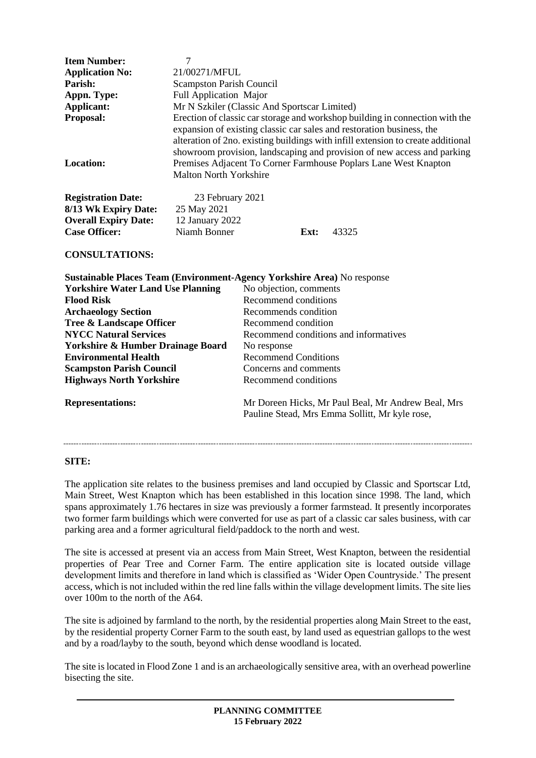| | |
|---|---|
| **Item Number:** | 7 |
| **Application No:** | 21/00271/MFUL |
| **Parish:** | Scampston Parish Council |
| **Appn. Type:** | Full Application Major |
| **Applicant:** | Mr N Szkiler (Classic And Sportscar Limited) |
| **Proposal:** | Erection of classic car storage and workshop building in connection with the expansion of existing classic car sales and restoration business, the alteration of 2no. existing buildings with infill extension to create additional showroom provision, landscaping and provision of new access and parking |
| **Location:** | Premises Adjacent To Corner Farmhouse Poplars Lane West Knapton Malton North Yorkshire |

| | | | |
|---|---|---|---|
| **Registration Date:** | 23 February 2021 | | |
| **8/13 Wk Expiry Date:** | 25 May 2021 | | |
| **Overall Expiry Date:** | 12 January 2022 | | |
| **Case Officer:** | Niamh Bonner | **Ext:** | 43325 |

**CONSULTATIONS:**

| | |
|---|---|
| **Sustainable Places Team (Environment-Agency Yorkshire Area)** | No response |
| **Yorkshire Water Land Use Planning** | No objection, comments |
| **Flood Risk** | Recommend conditions |
| **Archaeology Section** | Recommends condition |
| **Tree & Landscape Officer** | Recommend condition |
| **NYCC Natural Services** | Recommend conditions and informatives |
| **Yorkshire & Humber Drainage Board** | No response |
| **Environmental Health** | Recommend Conditions |
| **Scampston Parish Council** | Concerns and comments |
| **Highways North Yorkshire** | Recommend conditions |

**Representations:** Mr Doreen Hicks, Mr Paul Beal, Mr Andrew Beal, Mrs Pauline Stead, Mrs Emma Sollitt, Mr kyle rose,

---

**SITE:**

The application site relates to the business premises and land occupied by Classic and Sportscar Ltd, Main Street, West Knapton which has been established in this location since 1998. The land, which spans approximately 1.76 hectares in size was previously a former farmstead. It presently incorporates two former farm buildings which were converted for use as part of a classic car sales business, with car parking area and a former agricultural field/paddock to the north and west.

The site is accessed at present via an access from Main Street, West Knapton, between the residential properties of Pear Tree and Corner Farm. The entire application site is located outside village development limits and therefore in land which is classified as 'Wider Open Countryside.' The present access, which is not included within the red line falls within the village development limits. The site lies over 100m to the north of the A64.

The site is adjoined by farmland to the north, by the residential properties along Main Street to the east, by the residential property Corner Farm to the south east, by land used as equestrian gallops to the west and by a road/layby to the south, beyond which dense woodland is located.

The site is located in Flood Zone 1 and is an archaeologically sensitive area, with an overhead powerline bisecting the site.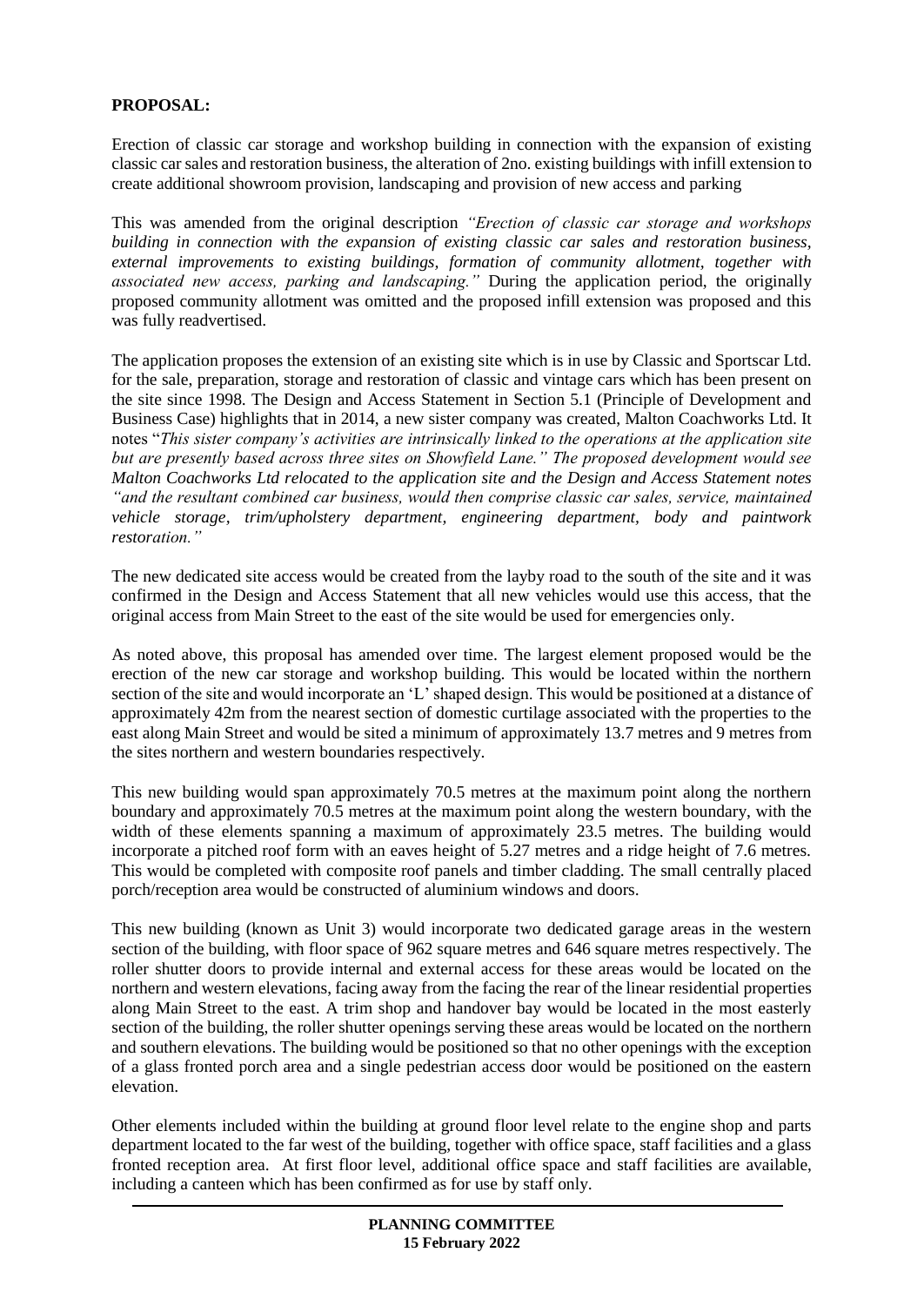**PROPOSAL:**

Erection of classic car storage and workshop building in connection with the expansion of existing classic car sales and restoration business, the alteration of 2no. existing buildings with infill extension to create additional showroom provision, landscaping and provision of new access and parking

This was amended from the original description *"Erection of classic car storage and workshops building in connection with the expansion of existing classic car sales and restoration business, external improvements to existing buildings, formation of community allotment, together with associated new access, parking and landscaping."* During the application period, the originally proposed community allotment was omitted and the proposed infill extension was proposed and this was fully readvertised.

The application proposes the extension of an existing site which is in use by Classic and Sportscar Ltd. for the sale, preparation, storage and restoration of classic and vintage cars which has been present on the site since 1998. The Design and Access Statement in Section 5.1 (Principle of Development and Business Case) highlights that in 2014, a new sister company was created, Malton Coachworks Ltd. It notes "*This sister company's activities are intrinsically linked to the operations at the application site but are presently based across three sites on Showfield Lane." The proposed development would see Malton Coachworks Ltd relocated to the application site and the Design and Access Statement notes "and the resultant combined car business, would then comprise classic car sales, service, maintained vehicle storage, trim/upholstery department, engineering department, body and paintwork restoration."*

The new dedicated site access would be created from the layby road to the south of the site and it was confirmed in the Design and Access Statement that all new vehicles would use this access, that the original access from Main Street to the east of the site would be used for emergencies only.

As noted above, this proposal has amended over time. The largest element proposed would be the erection of the new car storage and workshop building. This would be located within the northern section of the site and would incorporate an 'L' shaped design. This would be positioned at a distance of approximately 42m from the nearest section of domestic curtilage associated with the properties to the east along Main Street and would be sited a minimum of approximately 13.7 metres and 9 metres from the sites northern and western boundaries respectively.

This new building would span approximately 70.5 metres at the maximum point along the northern boundary and approximately 70.5 metres at the maximum point along the western boundary, with the width of these elements spanning a maximum of approximately 23.5 metres. The building would incorporate a pitched roof form with an eaves height of 5.27 metres and a ridge height of 7.6 metres. This would be completed with composite roof panels and timber cladding. The small centrally placed porch/reception area would be constructed of aluminium windows and doors.

This new building (known as Unit 3) would incorporate two dedicated garage areas in the western section of the building, with floor space of 962 square metres and 646 square metres respectively. The roller shutter doors to provide internal and external access for these areas would be located on the northern and western elevations, facing away from the facing the rear of the linear residential properties along Main Street to the east. A trim shop and handover bay would be located in the most easterly section of the building, the roller shutter openings serving these areas would be located on the northern and southern elevations. The building would be positioned so that no other openings with the exception of a glass fronted porch area and a single pedestrian access door would be positioned on the eastern elevation.

Other elements included within the building at ground floor level relate to the engine shop and parts department located to the far west of the building, together with office space, staff facilities and a glass fronted reception area. At first floor level, additional office space and staff facilities are available, including a canteen which has been confirmed as for use by staff only.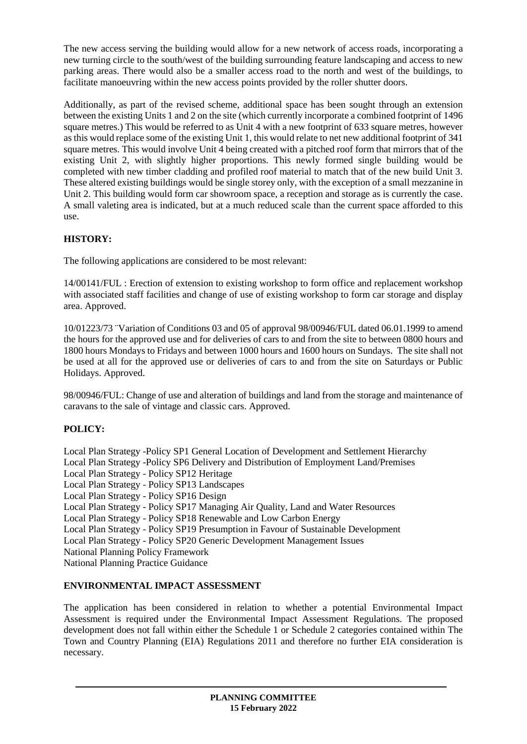The new access serving the building would allow for a new network of access roads, incorporating a new turning circle to the south/west of the building surrounding feature landscaping and access to new parking areas. There would also be a smaller access road to the north and west of the buildings, to facilitate manoeuvring within the new access points provided by the roller shutter doors.

Additionally, as part of the revised scheme, additional space has been sought through an extension between the existing Units 1 and 2 on the site (which currently incorporate a combined footprint of 1496 square metres.) This would be referred to as Unit 4 with a new footprint of 633 square metres, however as this would replace some of the existing Unit 1, this would relate to net new additional footprint of 341 square metres. This would involve Unit 4 being created with a pitched roof form that mirrors that of the existing Unit 2, with slightly higher proportions. This newly formed single building would be completed with new timber cladding and profiled roof material to match that of the new build Unit 3. These altered existing buildings would be single storey only, with the exception of a small mezzanine in Unit 2. This building would form car showroom space, a reception and storage as is currently the case. A small valeting area is indicated, but at a much reduced scale than the current space afforded to this use.

## HISTORY:

The following applications are considered to be most relevant:

14/00141/FUL : Erection of extension to existing workshop to form office and replacement workshop with associated staff facilities and change of use of existing workshop to form car storage and display area. Approved.

10/01223/73 ¨Variation of Conditions 03 and 05 of approval 98/00946/FUL dated 06.01.1999 to amend the hours for the approved use and for deliveries of cars to and from the site to between 0800 hours and 1800 hours Mondays to Fridays and between 1000 hours and 1600 hours on Sundays. The site shall not be used at all for the approved use or deliveries of cars to and from the site on Saturdays or Public Holidays. Approved.

98/00946/FUL: Change of use and alteration of buildings and land from the storage and maintenance of caravans to the sale of vintage and classic cars. Approved.

## POLICY:

Local Plan Strategy -Policy SP1 General Location of Development and Settlement Hierarchy
Local Plan Strategy -Policy SP6 Delivery and Distribution of Employment Land/Premises
Local Plan Strategy - Policy SP12 Heritage
Local Plan Strategy - Policy SP13 Landscapes
Local Plan Strategy - Policy SP16 Design
Local Plan Strategy - Policy SP17 Managing Air Quality, Land and Water Resources
Local Plan Strategy - Policy SP18 Renewable and Low Carbon Energy
Local Plan Strategy - Policy SP19 Presumption in Favour of Sustainable Development
Local Plan Strategy - Policy SP20 Generic Development Management Issues
National Planning Policy Framework
National Planning Practice Guidance

## ENVIRONMENTAL IMPACT ASSESSMENT

The application has been considered in relation to whether a potential Environmental Impact Assessment is required under the Environmental Impact Assessment Regulations. The proposed development does not fall within either the Schedule 1 or Schedule 2 categories contained within The Town and Country Planning (EIA) Regulations 2011 and therefore no further EIA consideration is necessary.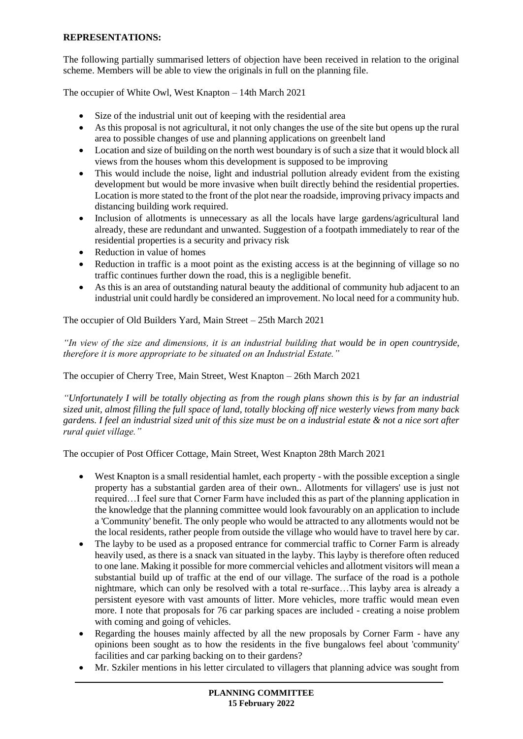**REPRESENTATIONS:**

The following partially summarised letters of objection have been received in relation to the original scheme. Members will be able to view the originals in full on the planning file.

The occupier of White Owl, West Knapton – 14th March 2021

- Size of the industrial unit out of keeping with the residential area
- As this proposal is not agricultural, it not only changes the use of the site but opens up the rural area to possible changes of use and planning applications on greenbelt land
- Location and size of building on the north west boundary is of such a size that it would block all views from the houses whom this development is supposed to be improving
- This would include the noise, light and industrial pollution already evident from the existing development but would be more invasive when built directly behind the residential properties. Location is more stated to the front of the plot near the roadside, improving privacy impacts and distancing building work required.
- Inclusion of allotments is unnecessary as all the locals have large gardens/agricultural land already, these are redundant and unwanted. Suggestion of a footpath immediately to rear of the residential properties is a security and privacy risk
- Reduction in value of homes
- Reduction in traffic is a moot point as the existing access is at the beginning of village so no traffic continues further down the road, this is a negligible benefit.
- As this is an area of outstanding natural beauty the additional of community hub adjacent to an industrial unit could hardly be considered an improvement. No local need for a community hub.

The occupier of Old Builders Yard, Main Street – 25th March 2021

*"In view of the size and dimensions, it is an industrial building that would be in open countryside, therefore it is more appropriate to be situated on an Industrial Estate."*

The occupier of Cherry Tree, Main Street, West Knapton – 26th March 2021

*"Unfortunately I will be totally objecting as from the rough plans shown this is by far an industrial sized unit, almost filling the full space of land, totally blocking off nice westerly views from many back gardens. I feel an industrial sized unit of this size must be on a industrial estate & not a nice sort after rural quiet village."*

The occupier of Post Officer Cottage, Main Street, West Knapton 28th March 2021

- West Knapton is a small residential hamlet, each property - with the possible exception a single property has a substantial garden area of their own.. Allotments for villagers' use is just not required…I feel sure that Corner Farm have included this as part of the planning application in the knowledge that the planning committee would look favourably on an application to include a 'Community' benefit. The only people who would be attracted to any allotments would not be the local residents, rather people from outside the village who would have to travel here by car.
- The layby to be used as a proposed entrance for commercial traffic to Corner Farm is already heavily used, as there is a snack van situated in the layby. This layby is therefore often reduced to one lane. Making it possible for more commercial vehicles and allotment visitors will mean a substantial build up of traffic at the end of our village. The surface of the road is a pothole nightmare, which can only be resolved with a total re-surface…This layby area is already a persistent eyesore with vast amounts of litter. More vehicles, more traffic would mean even more. I note that proposals for 76 car parking spaces are included - creating a noise problem with coming and going of vehicles.
- Regarding the houses mainly affected by all the new proposals by Corner Farm - have any opinions been sought as to how the residents in the five bungalows feel about 'community' facilities and car parking backing on to their gardens?
- Mr. Szkiler mentions in his letter circulated to villagers that planning advice was sought from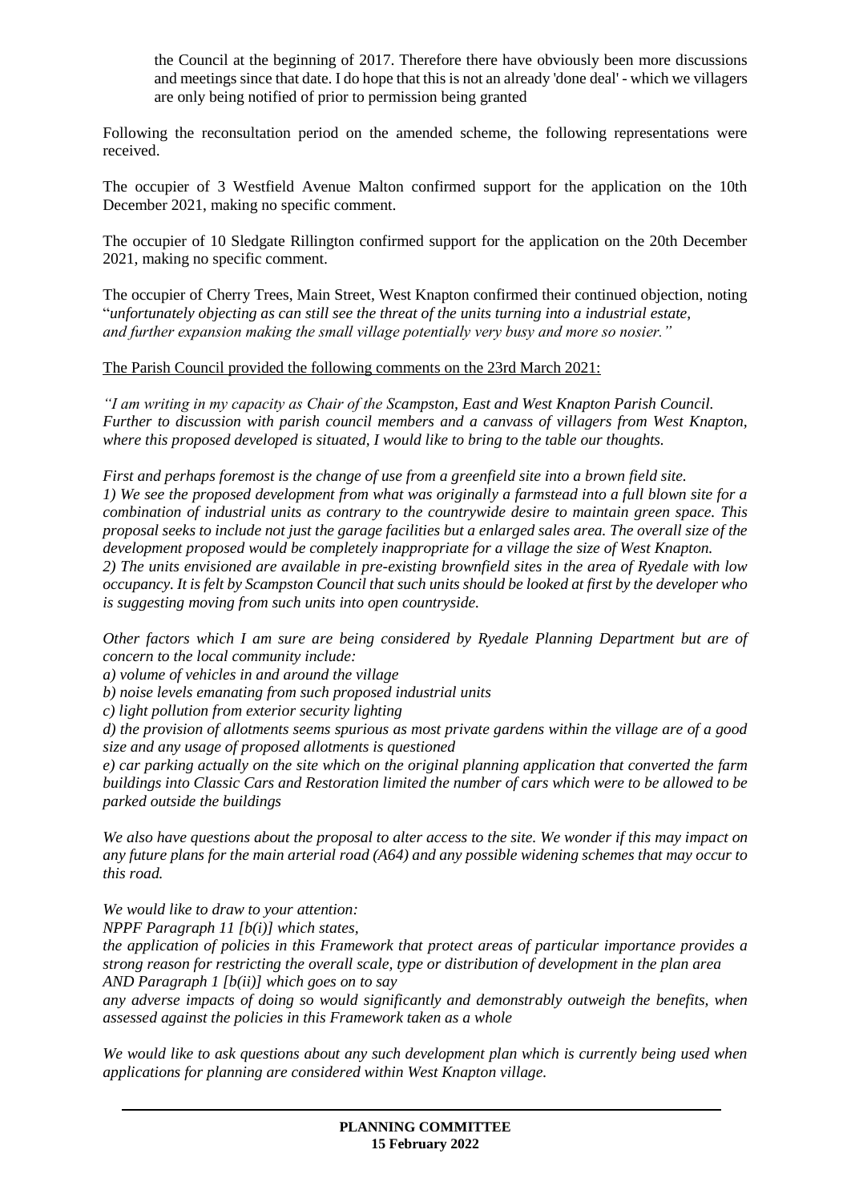the Council at the beginning of 2017. Therefore there have obviously been more discussions and meetings since that date. I do hope that this is not an already 'done deal' - which we villagers are only being notified of prior to permission being granted

Following the reconsultation period on the amended scheme, the following representations were received.

The occupier of 3 Westfield Avenue Malton confirmed support for the application on the 10th December 2021, making no specific comment.

The occupier of 10 Sledgate Rillington confirmed support for the application on the 20th December 2021, making no specific comment.

The occupier of Cherry Trees, Main Street, West Knapton confirmed their continued objection, noting "*unfortunately objecting as can still see the threat of the units turning into a industrial estate, and further expansion making the small village potentially very busy and more so nosier.*"

The Parish Council provided the following comments on the 23rd March 2021:

*"I am writing in my capacity as Chair of the Scampston, East and West Knapton Parish Council. Further to discussion with parish council members and a canvass of villagers from West Knapton, where this proposed developed is situated, I would like to bring to the table our thoughts.*

*First and perhaps foremost is the change of use from a greenfield site into a brown field site.*
*1) We see the proposed development from what was originally a farmstead into a full blown site for a combination of industrial units as contrary to the countrywide desire to maintain green space. This proposal seeks to include not just the garage facilities but a enlarged sales area. The overall size of the development proposed would be completely inappropriate for a village the size of West Knapton.*
*2) The units envisioned are available in pre-existing brownfield sites in the area of Ryedale with low occupancy. It is felt by Scampston Council that such units should be looked at first by the developer who is suggesting moving from such units into open countryside.*

*Other factors which I am sure are being considered by Ryedale Planning Department but are of concern to the local community include:*
*a) volume of vehicles in and around the village*
*b) noise levels emanating from such proposed industrial units*
*c) light pollution from exterior security lighting*
*d) the provision of allotments seems spurious as most private gardens within the village are of a good size and any usage of proposed allotments is questioned*
*e) car parking actually on the site which on the original planning application that converted the farm buildings into Classic Cars and Restoration limited the number of cars which were to be allowed to be parked outside the buildings*

*We also have questions about the proposal to alter access to the site. We wonder if this may impact on any future plans for the main arterial road (A64) and any possible widening schemes that may occur to this road.*

*We would like to draw to your attention:*
*NPPF Paragraph 11 [b(i)] which states,*
*the application of policies in this Framework that protect areas of particular importance provides a strong reason for restricting the overall scale, type or distribution of development in the plan area AND Paragraph 1 [b(ii)] which goes on to say*
*any adverse impacts of doing so would significantly and demonstrably outweigh the benefits, when assessed against the policies in this Framework taken as a whole*

*We would like to ask questions about any such development plan which is currently being used when applications for planning are considered within West Knapton village.*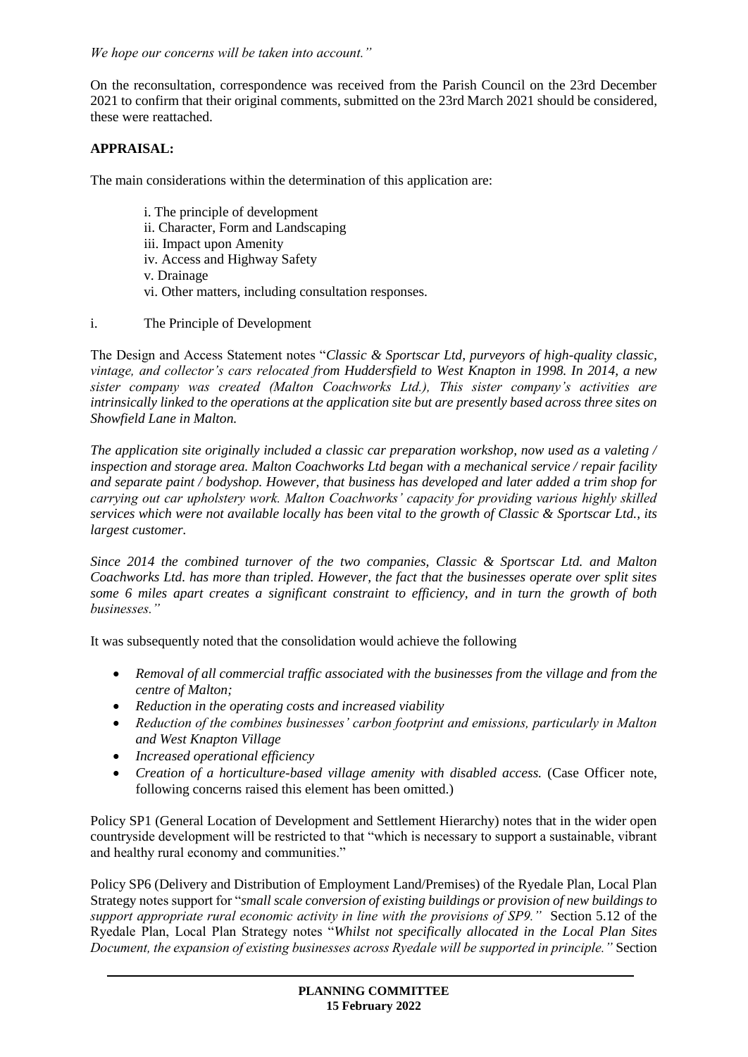*We hope our concerns will be taken into account."*

On the reconsultation, correspondence was received from the Parish Council on the 23rd December 2021 to confirm that their original comments, submitted on the 23rd March 2021 should be considered, these were reattached.

**APPRAISAL:**

The main considerations within the determination of this application are:

i. The principle of development
ii. Character, Form and Landscaping
iii. Impact upon Amenity
iv. Access and Highway Safety
v. Drainage
vi. Other matters, including consultation responses.

i. The Principle of Development

The Design and Access Statement notes "*Classic & Sportscar Ltd, purveyors of high-quality classic, vintage, and collector's cars relocated from Huddersfield to West Knapton in 1998. In 2014, a new sister company was created (Malton Coachworks Ltd.), This sister company's activities are intrinsically linked to the operations at the application site but are presently based across three sites on Showfield Lane in Malton.*

*The application site originally included a classic car preparation workshop, now used as a valeting / inspection and storage area. Malton Coachworks Ltd began with a mechanical service / repair facility and separate paint / bodyshop. However, that business has developed and later added a trim shop for carrying out car upholstery work. Malton Coachworks' capacity for providing various highly skilled services which were not available locally has been vital to the growth of Classic & Sportscar Ltd., its largest customer.*

*Since 2014 the combined turnover of the two companies, Classic & Sportscar Ltd. and Malton Coachworks Ltd. has more than tripled. However, the fact that the businesses operate over split sites some 6 miles apart creates a significant constraint to efficiency, and in turn the growth of both businesses."*

It was subsequently noted that the consolidation would achieve the following

- *Removal of all commercial traffic associated with the businesses from the village and from the centre of Malton;*
- *Reduction in the operating costs and increased viability*
- *Reduction of the combines businesses' carbon footprint and emissions, particularly in Malton and West Knapton Village*
- *Increased operational efficiency*
- *Creation of a horticulture-based village amenity with disabled access.* (Case Officer note, following concerns raised this element has been omitted.)

Policy SP1 (General Location of Development and Settlement Hierarchy) notes that in the wider open countryside development will be restricted to that "which is necessary to support a sustainable, vibrant and healthy rural economy and communities."

Policy SP6 (Delivery and Distribution of Employment Land/Premises) of the Ryedale Plan, Local Plan Strategy notes support for "*small scale conversion of existing buildings or provision of new buildings to support appropriate rural economic activity in line with the provisions of SP9."* Section 5.12 of the Ryedale Plan, Local Plan Strategy notes "*Whilst not specifically allocated in the Local Plan Sites Document, the expansion of existing businesses across Ryedale will be supported in principle."* Section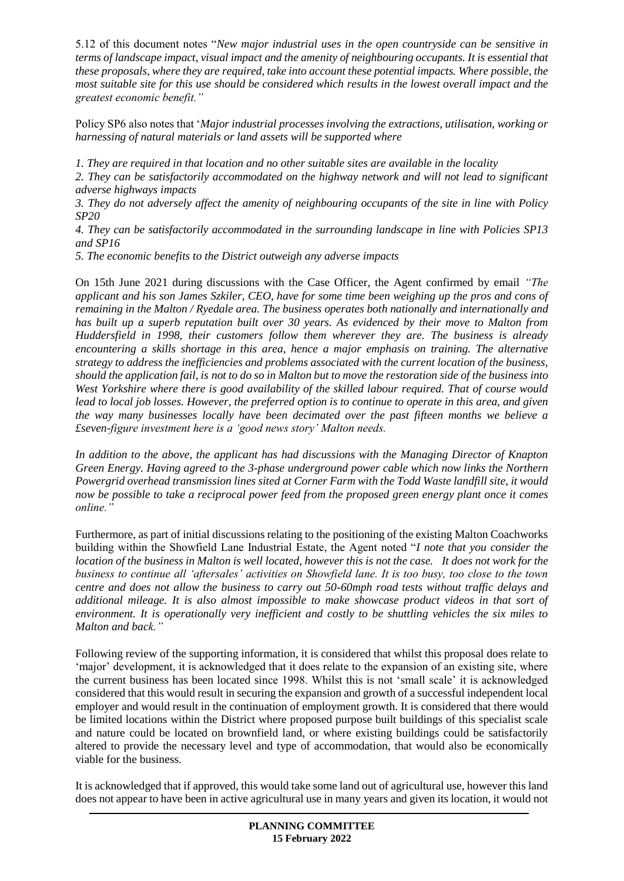5.12 of this document notes "*New major industrial uses in the open countryside can be sensitive in terms of landscape impact, visual impact and the amenity of neighbouring occupants. It is essential that these proposals, where they are required, take into account these potential impacts. Where possible, the most suitable site for this use should be considered which results in the lowest overall impact and the greatest economic benefit.*"

Policy SP6 also notes that '*Major industrial processes involving the extractions, utilisation, working or harnessing of natural materials or land assets will be supported where*

*1. They are required in that location and no other suitable sites are available in the locality*

*2. They can be satisfactorily accommodated on the highway network and will not lead to significant adverse highways impacts*

*3. They do not adversely affect the amenity of neighbouring occupants of the site in line with Policy SP20*

*4. They can be satisfactorily accommodated in the surrounding landscape in line with Policies SP13 and SP16*

*5. The economic benefits to the District outweigh any adverse impacts*

On 15th June 2021 during discussions with the Case Officer, the Agent confirmed by email *"The applicant and his son James Szkiler, CEO, have for some time been weighing up the pros and cons of remaining in the Malton / Ryedale area. The business operates both nationally and internationally and has built up a superb reputation built over 30 years. As evidenced by their move to Malton from Huddersfield in 1998, their customers follow them wherever they are. The business is already encountering a skills shortage in this area, hence a major emphasis on training. The alternative strategy to address the inefficiencies and problems associated with the current location of the business, should the application fail, is not to do so in Malton but to move the restoration side of the business into West Yorkshire where there is good availability of the skilled labour required. That of course would lead to local job losses. However, the preferred option is to continue to operate in this area, and given the way many businesses locally have been decimated over the past fifteen months we believe a £seven-figure investment here is a 'good news story' Malton needs.*

*In addition to the above, the applicant has had discussions with the Managing Director of Knapton Green Energy. Having agreed to the 3-phase underground power cable which now links the Northern Powergrid overhead transmission lines sited at Corner Farm with the Todd Waste landfill site, it would now be possible to take a reciprocal power feed from the proposed green energy plant once it comes online."*

Furthermore, as part of initial discussions relating to the positioning of the existing Malton Coachworks building within the Showfield Lane Industrial Estate, the Agent noted "*I note that you consider the location of the business in Malton is well located, however this is not the case. It does not work for the business to continue all 'aftersales' activities on Showfield lane. It is too busy, too close to the town centre and does not allow the business to carry out 50-60mph road tests without traffic delays and additional mileage. It is also almost impossible to make showcase product videos in that sort of environment. It is operationally very inefficient and costly to be shuttling vehicles the six miles to Malton and back.*"

Following review of the supporting information, it is considered that whilst this proposal does relate to 'major' development, it is acknowledged that it does relate to the expansion of an existing site, where the current business has been located since 1998. Whilst this is not 'small scale' it is acknowledged considered that this would result in securing the expansion and growth of a successful independent local employer and would result in the continuation of employment growth. It is considered that there would be limited locations within the District where proposed purpose built buildings of this specialist scale and nature could be located on brownfield land, or where existing buildings could be satisfactorily altered to provide the necessary level and type of accommodation, that would also be economically viable for the business.

It is acknowledged that if approved, this would take some land out of agricultural use, however this land does not appear to have been in active agricultural use in many years and given its location, it would not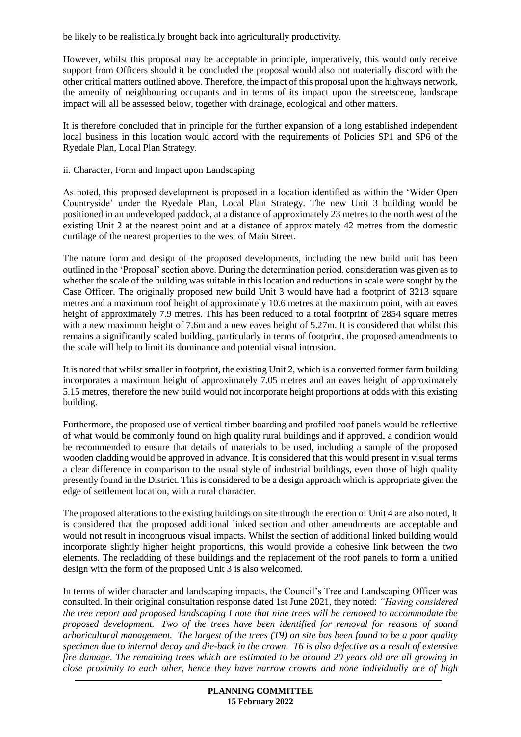be likely to be realistically brought back into agriculturally productivity.

However, whilst this proposal may be acceptable in principle, imperatively, this would only receive support from Officers should it be concluded the proposal would also not materially discord with the other critical matters outlined above. Therefore, the impact of this proposal upon the highways network, the amenity of neighbouring occupants and in terms of its impact upon the streetscene, landscape impact will all be assessed below, together with drainage, ecological and other matters.

It is therefore concluded that in principle for the further expansion of a long established independent local business in this location would accord with the requirements of Policies SP1 and SP6 of the Ryedale Plan, Local Plan Strategy.

ii. Character, Form and Impact upon Landscaping

As noted, this proposed development is proposed in a location identified as within the 'Wider Open Countryside' under the Ryedale Plan, Local Plan Strategy. The new Unit 3 building would be positioned in an undeveloped paddock, at a distance of approximately 23 metres to the north west of the existing Unit 2 at the nearest point and at a distance of approximately 42 metres from the domestic curtilage of the nearest properties to the west of Main Street.

The nature form and design of the proposed developments, including the new build unit has been outlined in the 'Proposal' section above. During the determination period, consideration was given as to whether the scale of the building was suitable in this location and reductions in scale were sought by the Case Officer. The originally proposed new build Unit 3 would have had a footprint of 3213 square metres and a maximum roof height of approximately 10.6 metres at the maximum point, with an eaves height of approximately 7.9 metres. This has been reduced to a total footprint of 2854 square metres with a new maximum height of 7.6m and a new eaves height of 5.27m. It is considered that whilst this remains a significantly scaled building, particularly in terms of footprint, the proposed amendments to the scale will help to limit its dominance and potential visual intrusion.

It is noted that whilst smaller in footprint, the existing Unit 2, which is a converted former farm building incorporates a maximum height of approximately 7.05 metres and an eaves height of approximately 5.15 metres, therefore the new build would not incorporate height proportions at odds with this existing building.

Furthermore, the proposed use of vertical timber boarding and profiled roof panels would be reflective of what would be commonly found on high quality rural buildings and if approved, a condition would be recommended to ensure that details of materials to be used, including a sample of the proposed wooden cladding would be approved in advance. It is considered that this would present in visual terms a clear difference in comparison to the usual style of industrial buildings, even those of high quality presently found in the District. This is considered to be a design approach which is appropriate given the edge of settlement location, with a rural character.

The proposed alterations to the existing buildings on site through the erection of Unit 4 are also noted, It is considered that the proposed additional linked section and other amendments are acceptable and would not result in incongruous visual impacts. Whilst the section of additional linked building would incorporate slightly higher height proportions, this would provide a cohesive link between the two elements. The recladding of these buildings and the replacement of the roof panels to form a unified design with the form of the proposed Unit 3 is also welcomed.

In terms of wider character and landscaping impacts, the Council's Tree and Landscaping Officer was consulted. In their original consultation response dated 1st June 2021, they noted: *"Having considered the tree report and proposed landscaping I note that nine trees will be removed to accommodate the proposed development. Two of the trees have been identified for removal for reasons of sound arboricultural management. The largest of the trees (T9) on site has been found to be a poor quality specimen due to internal decay and die-back in the crown. T6 is also defective as a result of extensive fire damage. The remaining trees which are estimated to be around 20 years old are all growing in close proximity to each other, hence they have narrow crowns and none individually are of high*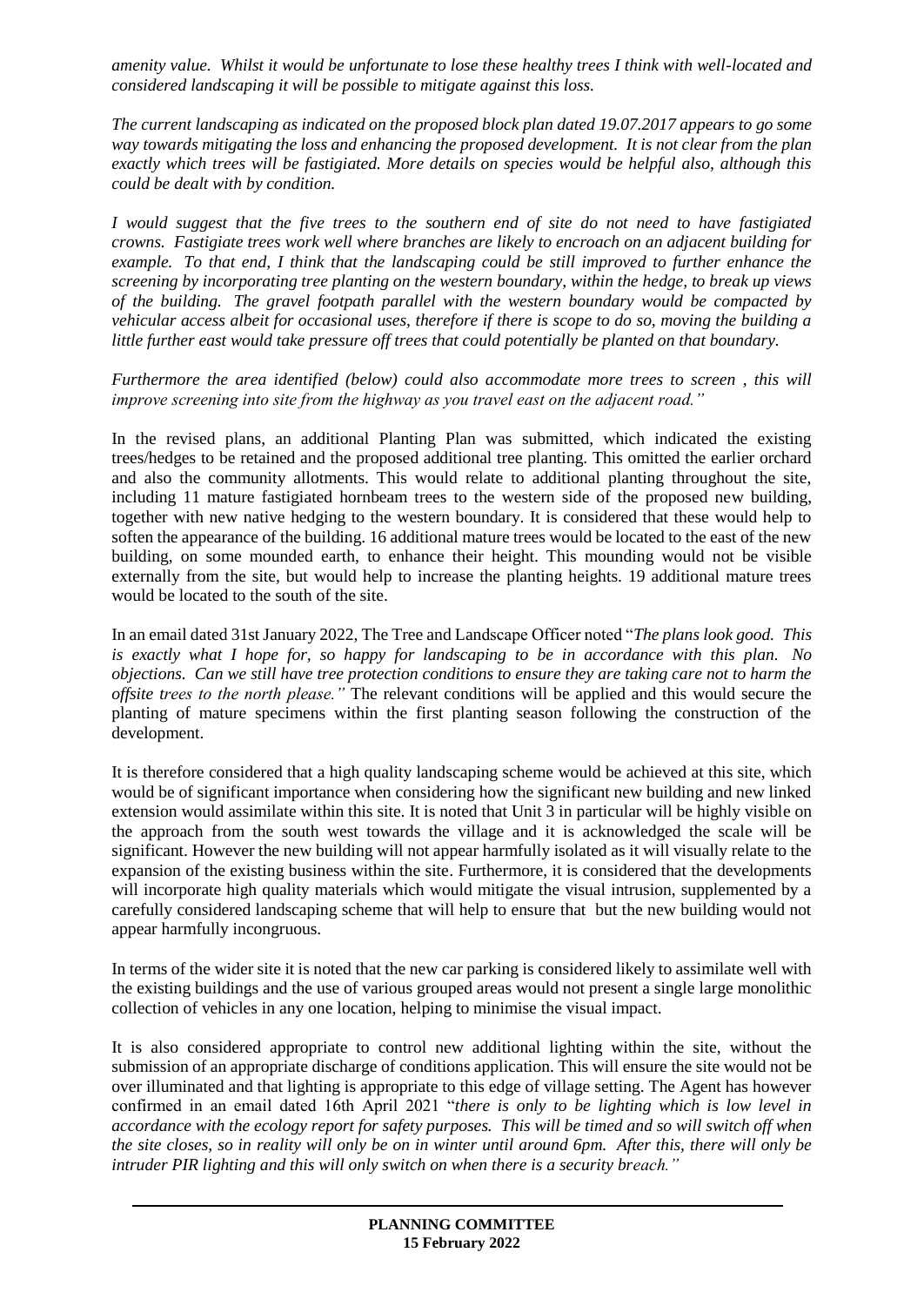*amenity value. Whilst it would be unfortunate to lose these healthy trees I think with well-located and considered landscaping it will be possible to mitigate against this loss.*

*The current landscaping as indicated on the proposed block plan dated 19.07.2017 appears to go some way towards mitigating the loss and enhancing the proposed development. It is not clear from the plan exactly which trees will be fastigiated. More details on species would be helpful also, although this could be dealt with by condition.*

*I would suggest that the five trees to the southern end of site do not need to have fastigiated crowns. Fastigiate trees work well where branches are likely to encroach on an adjacent building for example. To that end, I think that the landscaping could be still improved to further enhance the screening by incorporating tree planting on the western boundary, within the hedge, to break up views of the building. The gravel footpath parallel with the western boundary would be compacted by vehicular access albeit for occasional uses, therefore if there is scope to do so, moving the building a little further east would take pressure off trees that could potentially be planted on that boundary.*

*Furthermore the area identified (below) could also accommodate more trees to screen , this will improve screening into site from the highway as you travel east on the adjacent road."*

In the revised plans, an additional Planting Plan was submitted, which indicated the existing trees/hedges to be retained and the proposed additional tree planting. This omitted the earlier orchard and also the community allotments. This would relate to additional planting throughout the site, including 11 mature fastigiated hornbeam trees to the western side of the proposed new building, together with new native hedging to the western boundary. It is considered that these would help to soften the appearance of the building. 16 additional mature trees would be located to the east of the new building, on some mounded earth, to enhance their height. This mounding would not be visible externally from the site, but would help to increase the planting heights. 19 additional mature trees would be located to the south of the site.

In an email dated 31st January 2022, The Tree and Landscape Officer noted "*The plans look good. This is exactly what I hope for, so happy for landscaping to be in accordance with this plan. No objections. Can we still have tree protection conditions to ensure they are taking care not to harm the offsite trees to the north please."* The relevant conditions will be applied and this would secure the planting of mature specimens within the first planting season following the construction of the development.

It is therefore considered that a high quality landscaping scheme would be achieved at this site, which would be of significant importance when considering how the significant new building and new linked extension would assimilate within this site. It is noted that Unit 3 in particular will be highly visible on the approach from the south west towards the village and it is acknowledged the scale will be significant. However the new building will not appear harmfully isolated as it will visually relate to the expansion of the existing business within the site. Furthermore, it is considered that the developments will incorporate high quality materials which would mitigate the visual intrusion, supplemented by a carefully considered landscaping scheme that will help to ensure that but the new building would not appear harmfully incongruous.

In terms of the wider site it is noted that the new car parking is considered likely to assimilate well with the existing buildings and the use of various grouped areas would not present a single large monolithic collection of vehicles in any one location, helping to minimise the visual impact.

It is also considered appropriate to control new additional lighting within the site, without the submission of an appropriate discharge of conditions application. This will ensure the site would not be over illuminated and that lighting is appropriate to this edge of village setting. The Agent has however confirmed in an email dated 16th April 2021 "*there is only to be lighting which is low level in accordance with the ecology report for safety purposes. This will be timed and so will switch off when the site closes, so in reality will only be on in winter until around 6pm. After this, there will only be intruder PIR lighting and this will only switch on when there is a security breach."*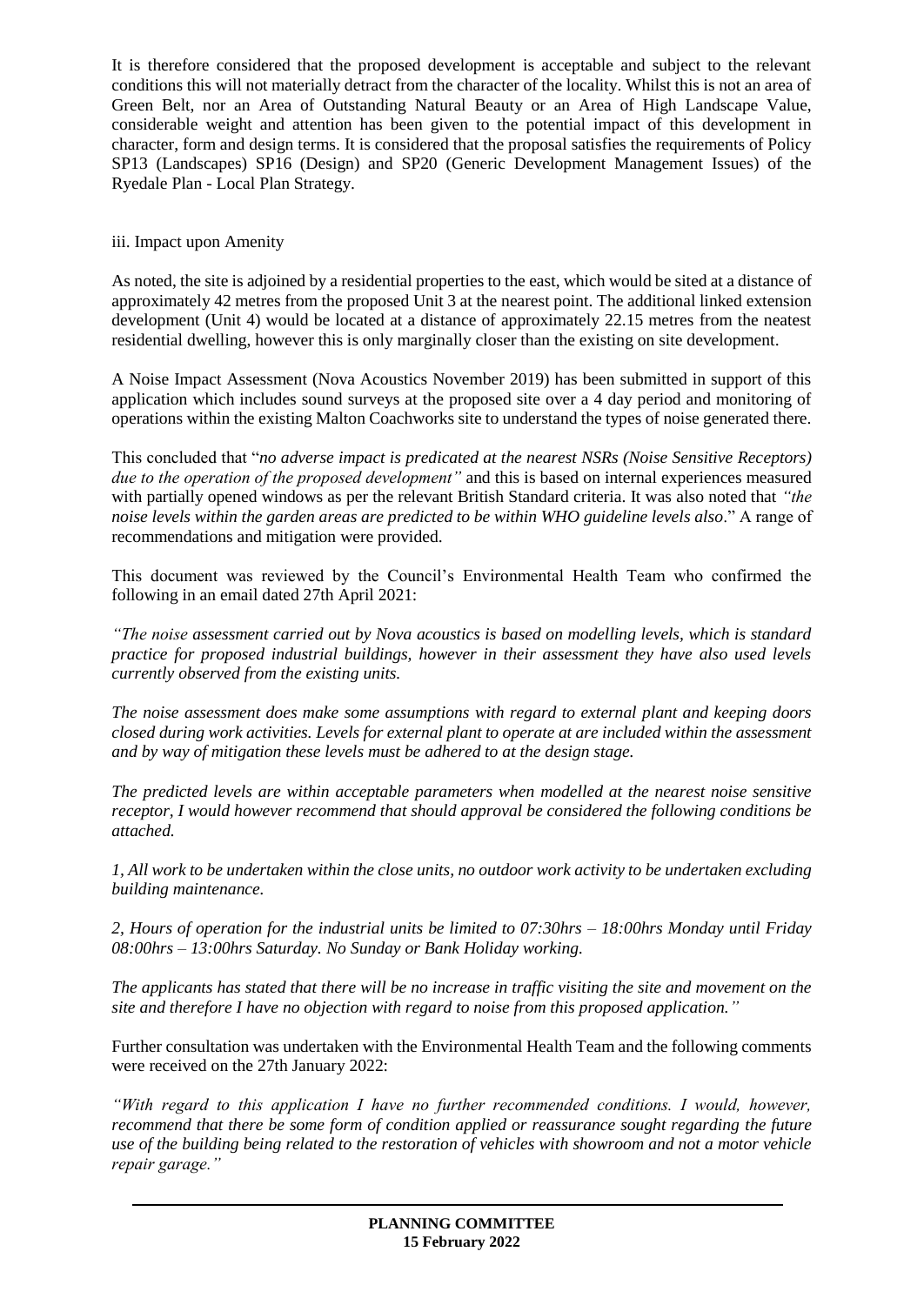It is therefore considered that the proposed development is acceptable and subject to the relevant conditions this will not materially detract from the character of the locality. Whilst this is not an area of Green Belt, nor an Area of Outstanding Natural Beauty or an Area of High Landscape Value, considerable weight and attention has been given to the potential impact of this development in character, form and design terms. It is considered that the proposal satisfies the requirements of Policy SP13 (Landscapes) SP16 (Design) and SP20 (Generic Development Management Issues) of the Ryedale Plan - Local Plan Strategy.

iii. Impact upon Amenity

As noted, the site is adjoined by a residential properties to the east, which would be sited at a distance of approximately 42 metres from the proposed Unit 3 at the nearest point. The additional linked extension development (Unit 4) would be located at a distance of approximately 22.15 metres from the neatest residential dwelling, however this is only marginally closer than the existing on site development.

A Noise Impact Assessment (Nova Acoustics November 2019) has been submitted in support of this application which includes sound surveys at the proposed site over a 4 day period and monitoring of operations within the existing Malton Coachworks site to understand the types of noise generated there.

This concluded that "*no adverse impact is predicated at the nearest NSRs (Noise Sensitive Receptors) due to the operation of the proposed development"* and this is based on internal experiences measured with partially opened windows as per the relevant British Standard criteria. It was also noted that *"the noise levels within the garden areas are predicted to be within WHO guideline levels also*." A range of recommendations and mitigation were provided.

This document was reviewed by the Council's Environmental Health Team who confirmed the following in an email dated 27th April 2021:

*"The noise assessment carried out by Nova acoustics is based on modelling levels, which is standard practice for proposed industrial buildings, however in their assessment they have also used levels currently observed from the existing units.*

*The noise assessment does make some assumptions with regard to external plant and keeping doors closed during work activities. Levels for external plant to operate at are included within the assessment and by way of mitigation these levels must be adhered to at the design stage.*

*The predicted levels are within acceptable parameters when modelled at the nearest noise sensitive receptor, I would however recommend that should approval be considered the following conditions be attached.*

*1, All work to be undertaken within the close units, no outdoor work activity to be undertaken excluding building maintenance.*

*2, Hours of operation for the industrial units be limited to 07:30hrs – 18:00hrs Monday until Friday 08:00hrs – 13:00hrs Saturday. No Sunday or Bank Holiday working.*

*The applicants has stated that there will be no increase in traffic visiting the site and movement on the site and therefore I have no objection with regard to noise from this proposed application."*

Further consultation was undertaken with the Environmental Health Team and the following comments were received on the 27th January 2022:

*"With regard to this application I have no further recommended conditions. I would, however, recommend that there be some form of condition applied or reassurance sought regarding the future use of the building being related to the restoration of vehicles with showroom and not a motor vehicle repair garage."*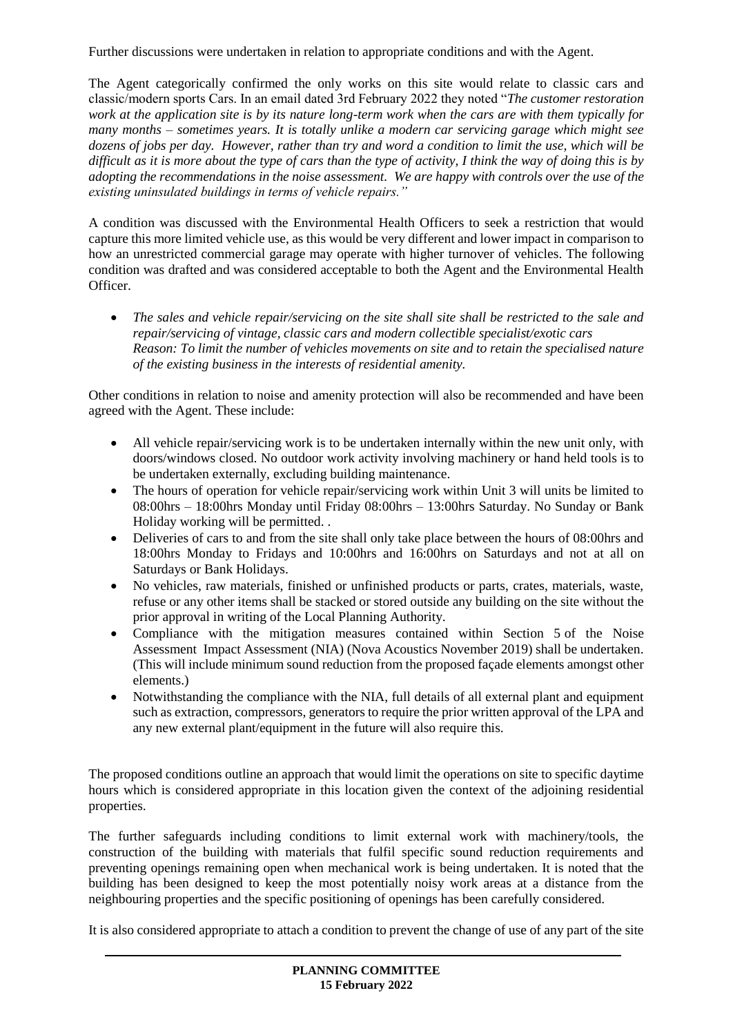Further discussions were undertaken in relation to appropriate conditions and with the Agent.

The Agent categorically confirmed the only works on this site would relate to classic cars and classic/modern sports Cars. In an email dated 3rd February 2022 they noted "*The customer restoration work at the application site is by its nature long-term work when the cars are with them typically for many months – sometimes years. It is totally unlike a modern car servicing garage which might see dozens of jobs per day. However, rather than try and word a condition to limit the use, which will be difficult as it is more about the type of cars than the type of activity, I think the way of doing this is by adopting the recommendations in the noise assessment. We are happy with controls over the use of the existing uninsulated buildings in terms of vehicle repairs.*"

A condition was discussed with the Environmental Health Officers to seek a restriction that would capture this more limited vehicle use, as this would be very different and lower impact in comparison to how an unrestricted commercial garage may operate with higher turnover of vehicles. The following condition was drafted and was considered acceptable to both the Agent and the Environmental Health Officer.

- *The sales and vehicle repair/servicing on the site shall site shall be restricted to the sale and repair/servicing of vintage, classic cars and modern collectible specialist/exotic cars*
  *Reason: To limit the number of vehicles movements on site and to retain the specialised nature of the existing business in the interests of residential amenity.*

Other conditions in relation to noise and amenity protection will also be recommended and have been agreed with the Agent. These include:

- All vehicle repair/servicing work is to be undertaken internally within the new unit only, with doors/windows closed. No outdoor work activity involving machinery or hand held tools is to be undertaken externally, excluding building maintenance.
- The hours of operation for vehicle repair/servicing work within Unit 3 will units be limited to 08:00hrs – 18:00hrs Monday until Friday 08:00hrs – 13:00hrs Saturday. No Sunday or Bank Holiday working will be permitted. .
- Deliveries of cars to and from the site shall only take place between the hours of 08:00hrs and 18:00hrs Monday to Fridays and 10:00hrs and 16:00hrs on Saturdays and not at all on Saturdays or Bank Holidays.
- No vehicles, raw materials, finished or unfinished products or parts, crates, materials, waste, refuse or any other items shall be stacked or stored outside any building on the site without the prior approval in writing of the Local Planning Authority.
- Compliance with the mitigation measures contained within Section 5 of the Noise Assessment Impact Assessment (NIA) (Nova Acoustics November 2019) shall be undertaken. (This will include minimum sound reduction from the proposed façade elements amongst other elements.)
- Notwithstanding the compliance with the NIA, full details of all external plant and equipment such as extraction, compressors, generators to require the prior written approval of the LPA and any new external plant/equipment in the future will also require this.

The proposed conditions outline an approach that would limit the operations on site to specific daytime hours which is considered appropriate in this location given the context of the adjoining residential properties.

The further safeguards including conditions to limit external work with machinery/tools, the construction of the building with materials that fulfil specific sound reduction requirements and preventing openings remaining open when mechanical work is being undertaken. It is noted that the building has been designed to keep the most potentially noisy work areas at a distance from the neighbouring properties and the specific positioning of openings has been carefully considered.

It is also considered appropriate to attach a condition to prevent the change of use of any part of the site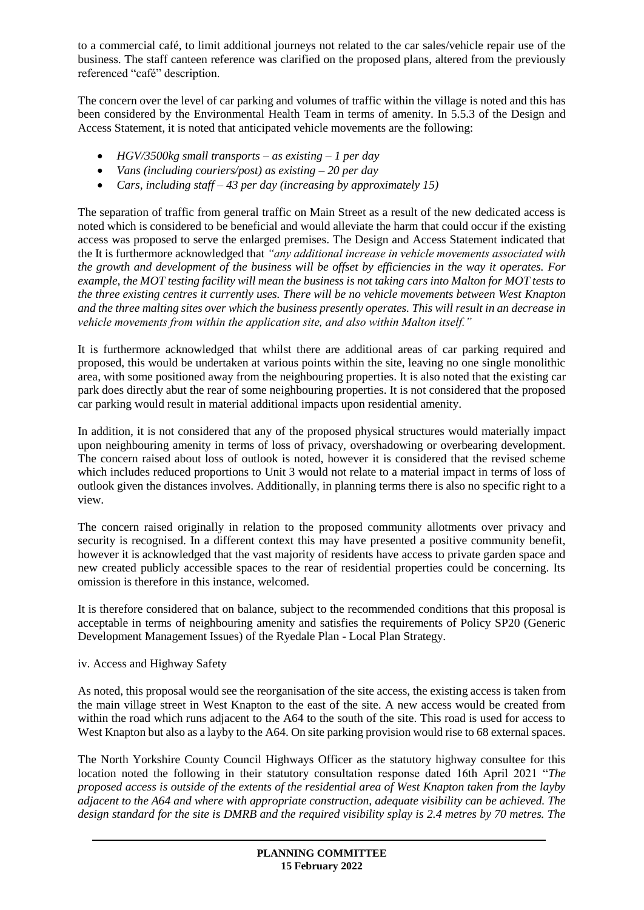to a commercial café, to limit additional journeys not related to the car sales/vehicle repair use of the business. The staff canteen reference was clarified on the proposed plans, altered from the previously referenced "café" description.

The concern over the level of car parking and volumes of traffic within the village is noted and this has been considered by the Environmental Health Team in terms of amenity. In 5.5.3 of the Design and Access Statement, it is noted that anticipated vehicle movements are the following:

- *HGV/3500kg small transports – as existing – 1 per day*
- *Vans (including couriers/post) as existing – 20 per day*
- *Cars, including staff – 43 per day (increasing by approximately 15)*

The separation of traffic from general traffic on Main Street as a result of the new dedicated access is noted which is considered to be beneficial and would alleviate the harm that could occur if the existing access was proposed to serve the enlarged premises. The Design and Access Statement indicated that the It is furthermore acknowledged that *"any additional increase in vehicle movements associated with the growth and development of the business will be offset by efficiencies in the way it operates. For example, the MOT testing facility will mean the business is not taking cars into Malton for MOT tests to the three existing centres it currently uses. There will be no vehicle movements between West Knapton and the three malting sites over which the business presently operates. This will result in an decrease in vehicle movements from within the application site, and also within Malton itself."*

It is furthermore acknowledged that whilst there are additional areas of car parking required and proposed, this would be undertaken at various points within the site, leaving no one single monolithic area, with some positioned away from the neighbouring properties. It is also noted that the existing car park does directly abut the rear of some neighbouring properties. It is not considered that the proposed car parking would result in material additional impacts upon residential amenity.

In addition, it is not considered that any of the proposed physical structures would materially impact upon neighbouring amenity in terms of loss of privacy, overshadowing or overbearing development. The concern raised about loss of outlook is noted, however it is considered that the revised scheme which includes reduced proportions to Unit 3 would not relate to a material impact in terms of loss of outlook given the distances involves. Additionally, in planning terms there is also no specific right to a view.

The concern raised originally in relation to the proposed community allotments over privacy and security is recognised. In a different context this may have presented a positive community benefit, however it is acknowledged that the vast majority of residents have access to private garden space and new created publicly accessible spaces to the rear of residential properties could be concerning. Its omission is therefore in this instance, welcomed.

It is therefore considered that on balance, subject to the recommended conditions that this proposal is acceptable in terms of neighbouring amenity and satisfies the requirements of Policy SP20 (Generic Development Management Issues) of the Ryedale Plan - Local Plan Strategy.

iv. Access and Highway Safety

As noted, this proposal would see the reorganisation of the site access, the existing access is taken from the main village street in West Knapton to the east of the site. A new access would be created from within the road which runs adjacent to the A64 to the south of the site. This road is used for access to West Knapton but also as a layby to the A64. On site parking provision would rise to 68 external spaces.

The North Yorkshire County Council Highways Officer as the statutory highway consultee for this location noted the following in their statutory consultation response dated 16th April 2021 "*The proposed access is outside of the extents of the residential area of West Knapton taken from the layby adjacent to the A64 and where with appropriate construction, adequate visibility can be achieved. The design standard for the site is DMRB and the required visibility splay is 2.4 metres by 70 metres. The*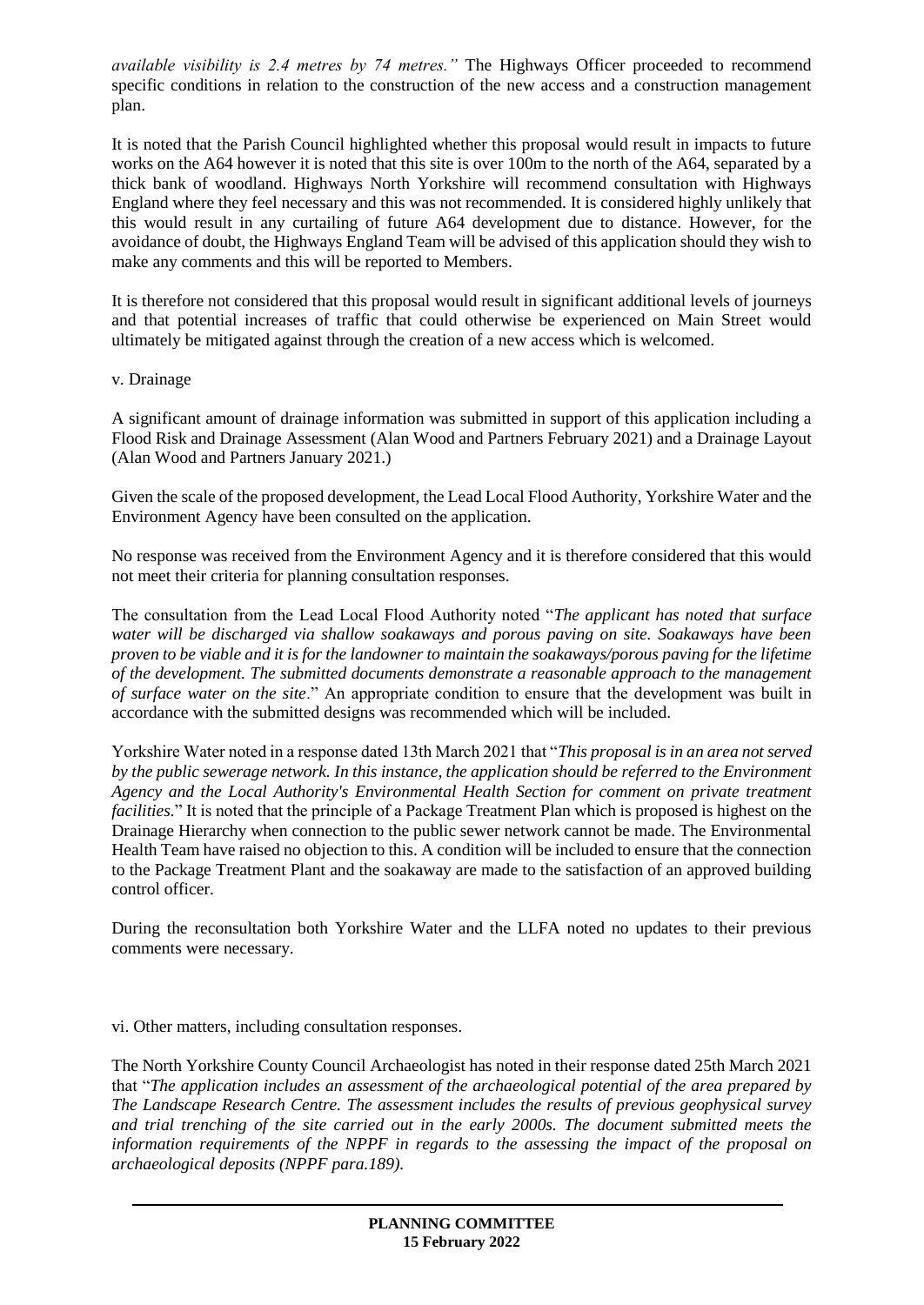*available visibility is 2.4 metres by 74 metres."* The Highways Officer proceeded to recommend specific conditions in relation to the construction of the new access and a construction management plan.

It is noted that the Parish Council highlighted whether this proposal would result in impacts to future works on the A64 however it is noted that this site is over 100m to the north of the A64, separated by a thick bank of woodland. Highways North Yorkshire will recommend consultation with Highways England where they feel necessary and this was not recommended. It is considered highly unlikely that this would result in any curtailing of future A64 development due to distance. However, for the avoidance of doubt, the Highways England Team will be advised of this application should they wish to make any comments and this will be reported to Members.

It is therefore not considered that this proposal would result in significant additional levels of journeys and that potential increases of traffic that could otherwise be experienced on Main Street would ultimately be mitigated against through the creation of a new access which is welcomed.

v. Drainage

A significant amount of drainage information was submitted in support of this application including a Flood Risk and Drainage Assessment (Alan Wood and Partners February 2021) and a Drainage Layout (Alan Wood and Partners January 2021.)

Given the scale of the proposed development, the Lead Local Flood Authority, Yorkshire Water and the Environment Agency have been consulted on the application.

No response was received from the Environment Agency and it is therefore considered that this would not meet their criteria for planning consultation responses.

The consultation from the Lead Local Flood Authority noted "*The applicant has noted that surface water will be discharged via shallow soakaways and porous paving on site. Soakaways have been proven to be viable and it is for the landowner to maintain the soakaways/porous paving for the lifetime of the development. The submitted documents demonstrate a reasonable approach to the management of surface water on the site*." An appropriate condition to ensure that the development was built in accordance with the submitted designs was recommended which will be included.

Yorkshire Water noted in a response dated 13th March 2021 that "*This proposal is in an area not served by the public sewerage network. In this instance, the application should be referred to the Environment Agency and the Local Authority's Environmental Health Section for comment on private treatment facilities.*" It is noted that the principle of a Package Treatment Plan which is proposed is highest on the Drainage Hierarchy when connection to the public sewer network cannot be made. The Environmental Health Team have raised no objection to this. A condition will be included to ensure that the connection to the Package Treatment Plant and the soakaway are made to the satisfaction of an approved building control officer.

During the reconsultation both Yorkshire Water and the LLFA noted no updates to their previous comments were necessary.

vi. Other matters, including consultation responses.

The North Yorkshire County Council Archaeologist has noted in their response dated 25th March 2021 that "*The application includes an assessment of the archaeological potential of the area prepared by The Landscape Research Centre. The assessment includes the results of previous geophysical survey and trial trenching of the site carried out in the early 2000s. The document submitted meets the information requirements of the NPPF in regards to the assessing the impact of the proposal on archaeological deposits (NPPF para.189).*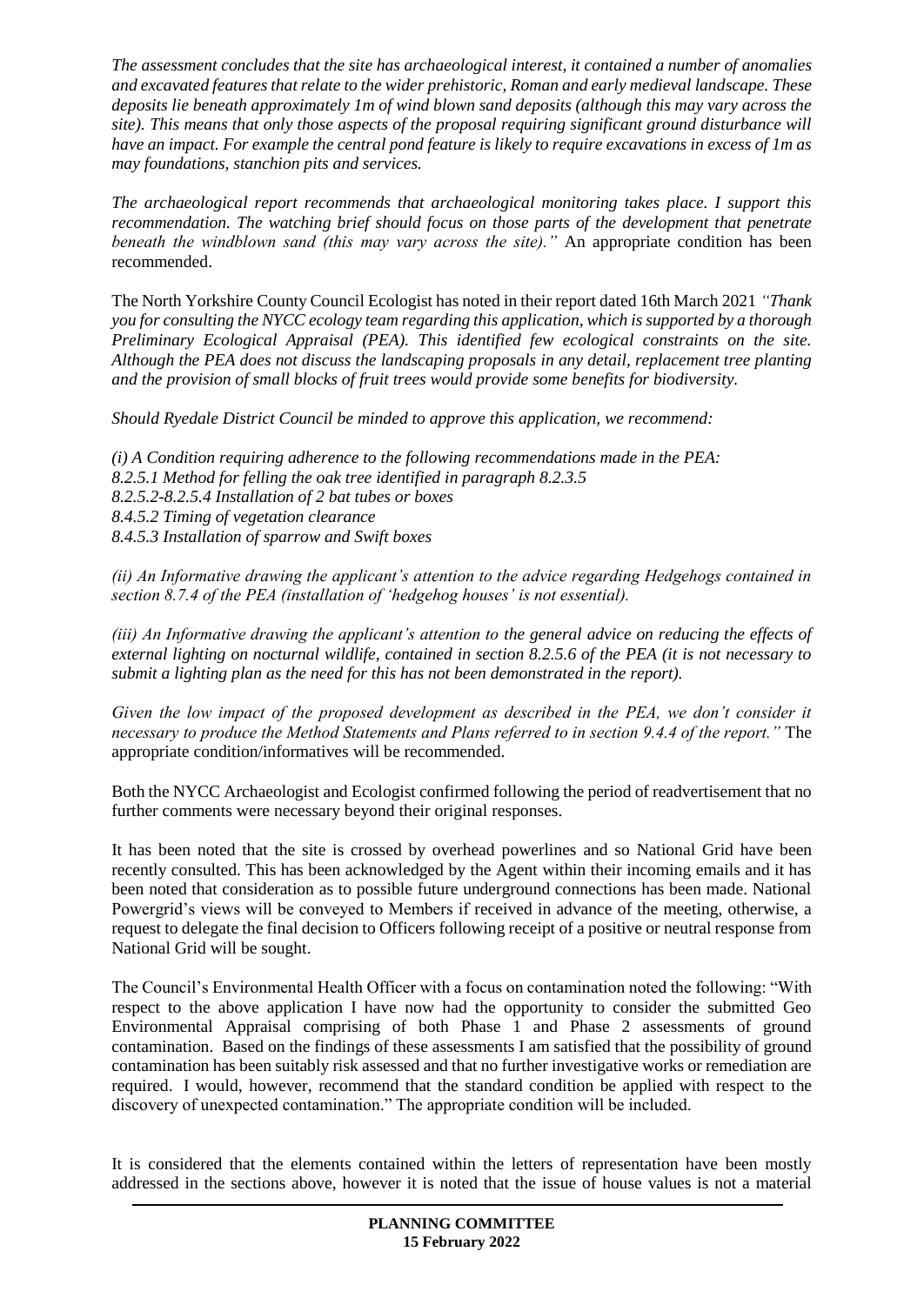*The assessment concludes that the site has archaeological interest, it contained a number of anomalies and excavated features that relate to the wider prehistoric, Roman and early medieval landscape. These deposits lie beneath approximately 1m of wind blown sand deposits (although this may vary across the site). This means that only those aspects of the proposal requiring significant ground disturbance will have an impact. For example the central pond feature is likely to require excavations in excess of 1m as may foundations, stanchion pits and services.*

*The archaeological report recommends that archaeological monitoring takes place. I support this recommendation. The watching brief should focus on those parts of the development that penetrate beneath the windblown sand (this may vary across the site)."* An appropriate condition has been recommended.

The North Yorkshire County Council Ecologist has noted in their report dated 16th March 2021 *"Thank you for consulting the NYCC ecology team regarding this application, which is supported by a thorough Preliminary Ecological Appraisal (PEA). This identified few ecological constraints on the site. Although the PEA does not discuss the landscaping proposals in any detail, replacement tree planting and the provision of small blocks of fruit trees would provide some benefits for biodiversity.*

*Should Ryedale District Council be minded to approve this application, we recommend:*

*(i) A Condition requiring adherence to the following recommendations made in the PEA:*
*8.2.5.1 Method for felling the oak tree identified in paragraph 8.2.3.5*
*8.2.5.2-8.2.5.4 Installation of 2 bat tubes or boxes*
*8.4.5.2 Timing of vegetation clearance*
*8.4.5.3 Installation of sparrow and Swift boxes*

*(ii) An Informative drawing the applicant's attention to the advice regarding Hedgehogs contained in section 8.7.4 of the PEA (installation of 'hedgehog houses' is not essential).*

*(iii) An Informative drawing the applicant's attention to the general advice on reducing the effects of external lighting on nocturnal wildlife, contained in section 8.2.5.6 of the PEA (it is not necessary to submit a lighting plan as the need for this has not been demonstrated in the report).*

*Given the low impact of the proposed development as described in the PEA, we don't consider it necessary to produce the Method Statements and Plans referred to in section 9.4.4 of the report."* The appropriate condition/informatives will be recommended.

Both the NYCC Archaeologist and Ecologist confirmed following the period of readvertisement that no further comments were necessary beyond their original responses.

It has been noted that the site is crossed by overhead powerlines and so National Grid have been recently consulted. This has been acknowledged by the Agent within their incoming emails and it has been noted that consideration as to possible future underground connections has been made. National Powergrid's views will be conveyed to Members if received in advance of the meeting, otherwise, a request to delegate the final decision to Officers following receipt of a positive or neutral response from National Grid will be sought.

The Council's Environmental Health Officer with a focus on contamination noted the following: "With respect to the above application I have now had the opportunity to consider the submitted Geo Environmental Appraisal comprising of both Phase 1 and Phase 2 assessments of ground contamination. Based on the findings of these assessments I am satisfied that the possibility of ground contamination has been suitably risk assessed and that no further investigative works or remediation are required. I would, however, recommend that the standard condition be applied with respect to the discovery of unexpected contamination." The appropriate condition will be included.

It is considered that the elements contained within the letters of representation have been mostly addressed in the sections above, however it is noted that the issue of house values is not a material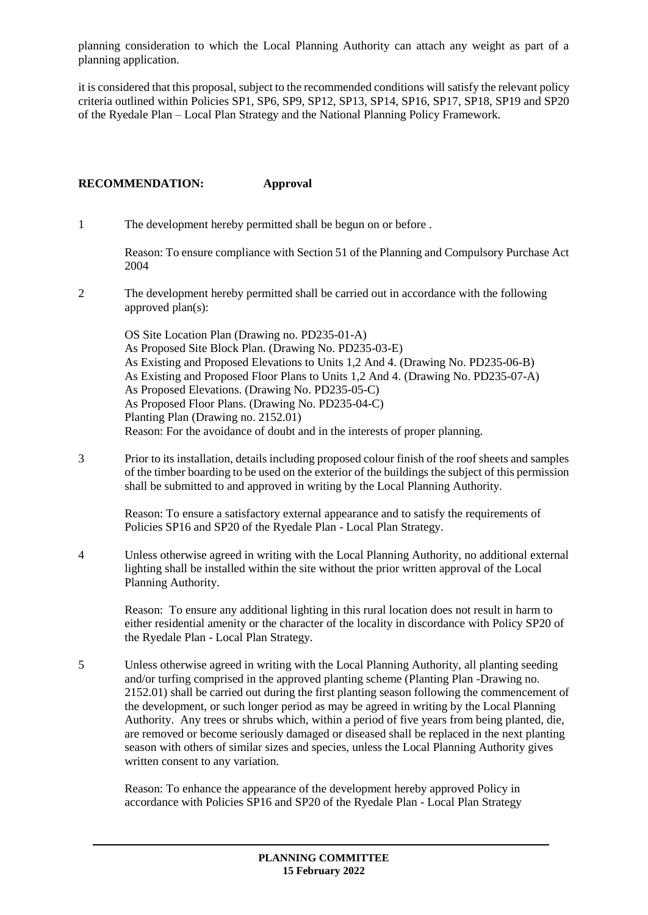planning consideration to which the Local Planning Authority can attach any weight as part of a planning application.

it is considered that this proposal, subject to the recommended conditions will satisfy the relevant policy criteria outlined within Policies SP1, SP6, SP9, SP12, SP13, SP14, SP16, SP17, SP18, SP19 and SP20 of the Ryedale Plan – Local Plan Strategy and the National Planning Policy Framework.

**RECOMMENDATION: Approval**

1 The development hereby permitted shall be begun on or before .

Reason: To ensure compliance with Section 51 of the Planning and Compulsory Purchase Act 2004

2 The development hereby permitted shall be carried out in accordance with the following approved plan(s):

OS Site Location Plan (Drawing no. PD235-01-A)
As Proposed Site Block Plan. (Drawing No. PD235-03-E)
As Existing and Proposed Elevations to Units 1,2 And 4. (Drawing No. PD235-06-B)
As Existing and Proposed Floor Plans to Units 1,2 And 4. (Drawing No. PD235-07-A)
As Proposed Elevations. (Drawing No. PD235-05-C)
As Proposed Floor Plans. (Drawing No. PD235-04-C)
Planting Plan (Drawing no. 2152.01)
Reason: For the avoidance of doubt and in the interests of proper planning.

3 Prior to its installation, details including proposed colour finish of the roof sheets and samples of the timber boarding to be used on the exterior of the buildings the subject of this permission shall be submitted to and approved in writing by the Local Planning Authority.

Reason: To ensure a satisfactory external appearance and to satisfy the requirements of Policies SP16 and SP20 of the Ryedale Plan - Local Plan Strategy.

4 Unless otherwise agreed in writing with the Local Planning Authority, no additional external lighting shall be installed within the site without the prior written approval of the Local Planning Authority.

Reason: To ensure any additional lighting in this rural location does not result in harm to either residential amenity or the character of the locality in discordance with Policy SP20 of the Ryedale Plan - Local Plan Strategy.

5 Unless otherwise agreed in writing with the Local Planning Authority, all planting seeding and/or turfing comprised in the approved planting scheme (Planting Plan -Drawing no. 2152.01) shall be carried out during the first planting season following the commencement of the development, or such longer period as may be agreed in writing by the Local Planning Authority. Any trees or shrubs which, within a period of five years from being planted, die, are removed or become seriously damaged or diseased shall be replaced in the next planting season with others of similar sizes and species, unless the Local Planning Authority gives written consent to any variation.

Reason: To enhance the appearance of the development hereby approved Policy in accordance with Policies SP16 and SP20 of the Ryedale Plan - Local Plan Strategy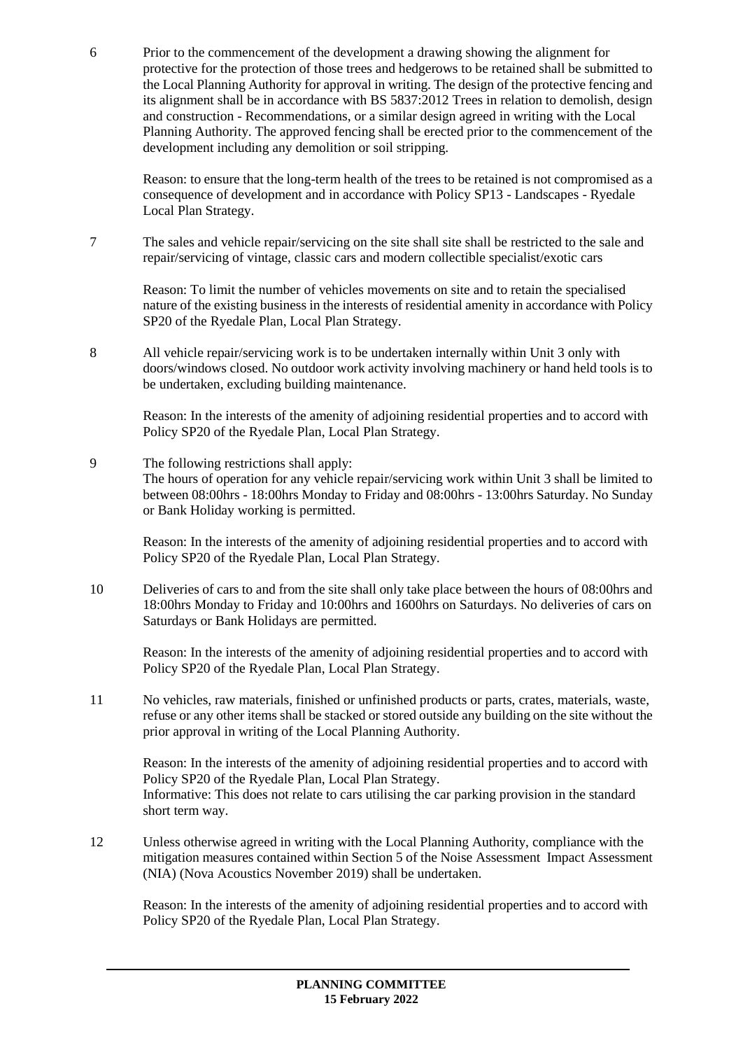6 Prior to the commencement of the development a drawing showing the alignment for protective for the protection of those trees and hedgerows to be retained shall be submitted to the Local Planning Authority for approval in writing. The design of the protective fencing and its alignment shall be in accordance with BS 5837:2012 Trees in relation to demolish, design and construction - Recommendations, or a similar design agreed in writing with the Local Planning Authority. The approved fencing shall be erected prior to the commencement of the development including any demolition or soil stripping.

   Reason: to ensure that the long-term health of the trees to be retained is not compromised as a consequence of development and in accordance with Policy SP13 - Landscapes - Ryedale Local Plan Strategy.

7 The sales and vehicle repair/servicing on the site shall site shall be restricted to the sale and repair/servicing of vintage, classic cars and modern collectible specialist/exotic cars

   Reason: To limit the number of vehicles movements on site and to retain the specialised nature of the existing business in the interests of residential amenity in accordance with Policy SP20 of the Ryedale Plan, Local Plan Strategy.

8 All vehicle repair/servicing work is to be undertaken internally within Unit 3 only with doors/windows closed. No outdoor work activity involving machinery or hand held tools is to be undertaken, excluding building maintenance.

   Reason: In the interests of the amenity of adjoining residential properties and to accord with Policy SP20 of the Ryedale Plan, Local Plan Strategy.

9 The following restrictions shall apply:
   The hours of operation for any vehicle repair/servicing work within Unit 3 shall be limited to between 08:00hrs - 18:00hrs Monday to Friday and 08:00hrs - 13:00hrs Saturday. No Sunday or Bank Holiday working is permitted.

   Reason: In the interests of the amenity of adjoining residential properties and to accord with Policy SP20 of the Ryedale Plan, Local Plan Strategy.

10 Deliveries of cars to and from the site shall only take place between the hours of 08:00hrs and 18:00hrs Monday to Friday and 10:00hrs and 1600hrs on Saturdays. No deliveries of cars on Saturdays or Bank Holidays are permitted.

   Reason: In the interests of the amenity of adjoining residential properties and to accord with Policy SP20 of the Ryedale Plan, Local Plan Strategy.

11 No vehicles, raw materials, finished or unfinished products or parts, crates, materials, waste, refuse or any other items shall be stacked or stored outside any building on the site without the prior approval in writing of the Local Planning Authority.

   Reason: In the interests of the amenity of adjoining residential properties and to accord with Policy SP20 of the Ryedale Plan, Local Plan Strategy.
   Informative: This does not relate to cars utilising the car parking provision in the standard short term way.

12 Unless otherwise agreed in writing with the Local Planning Authority, compliance with the mitigation measures contained within Section 5 of the Noise Assessment Impact Assessment (NIA) (Nova Acoustics November 2019) shall be undertaken.

   Reason: In the interests of the amenity of adjoining residential properties and to accord with Policy SP20 of the Ryedale Plan, Local Plan Strategy.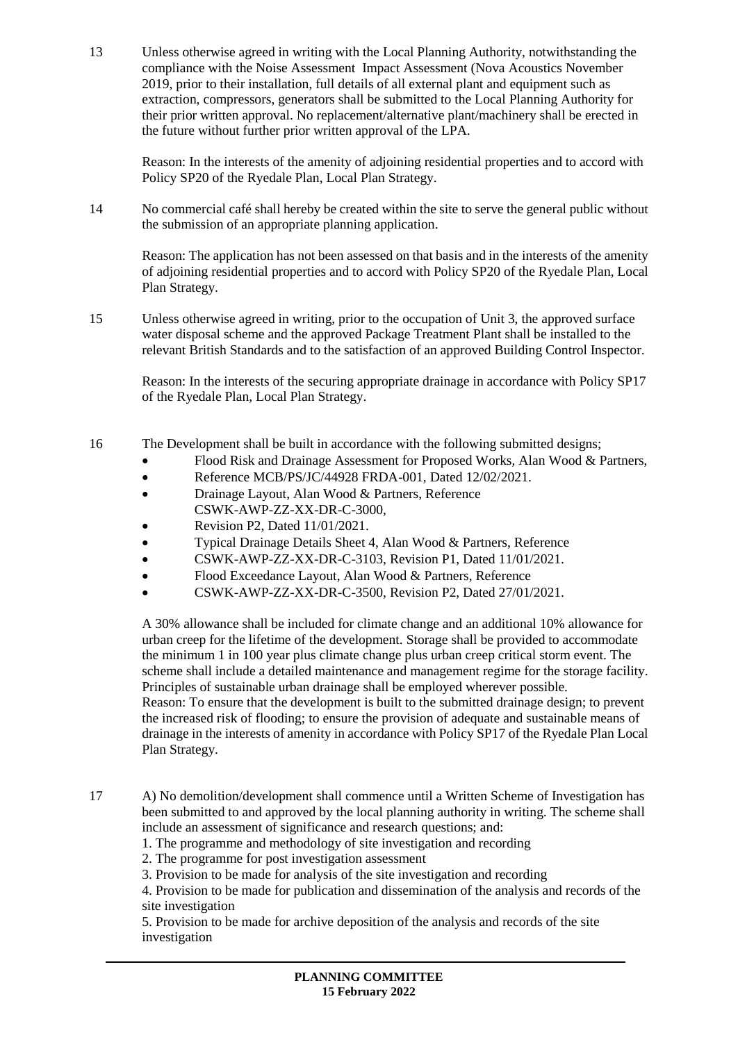13 Unless otherwise agreed in writing with the Local Planning Authority, notwithstanding the compliance with the Noise Assessment Impact Assessment (Nova Acoustics November 2019, prior to their installation, full details of all external plant and equipment such as extraction, compressors, generators shall be submitted to the Local Planning Authority for their prior written approval. No replacement/alternative plant/machinery shall be erected in the future without further prior written approval of the LPA.

Reason: In the interests of the amenity of adjoining residential properties and to accord with Policy SP20 of the Ryedale Plan, Local Plan Strategy.

14 No commercial café shall hereby be created within the site to serve the general public without the submission of an appropriate planning application.

Reason: The application has not been assessed on that basis and in the interests of the amenity of adjoining residential properties and to accord with Policy SP20 of the Ryedale Plan, Local Plan Strategy.

15 Unless otherwise agreed in writing, prior to the occupation of Unit 3, the approved surface water disposal scheme and the approved Package Treatment Plant shall be installed to the relevant British Standards and to the satisfaction of an approved Building Control Inspector.

Reason: In the interests of the securing appropriate drainage in accordance with Policy SP17 of the Ryedale Plan, Local Plan Strategy.

16 The Development shall be built in accordance with the following submitted designs;

- Flood Risk and Drainage Assessment for Proposed Works, Alan Wood & Partners,
- Reference MCB/PS/JC/44928 FRDA-001, Dated 12/02/2021.
- Drainage Layout, Alan Wood & Partners, Reference CSWK-AWP-ZZ-XX-DR-C-3000,
- Revision P2, Dated 11/01/2021.
- Typical Drainage Details Sheet 4, Alan Wood & Partners, Reference
- CSWK-AWP-ZZ-XX-DR-C-3103, Revision P1, Dated 11/01/2021.
- Flood Exceedance Layout, Alan Wood & Partners, Reference
- CSWK-AWP-ZZ-XX-DR-C-3500, Revision P2, Dated 27/01/2021.

A 30% allowance shall be included for climate change and an additional 10% allowance for urban creep for the lifetime of the development. Storage shall be provided to accommodate the minimum 1 in 100 year plus climate change plus urban creep critical storm event. The scheme shall include a detailed maintenance and management regime for the storage facility. Principles of sustainable urban drainage shall be employed wherever possible.
Reason: To ensure that the development is built to the submitted drainage design; to prevent the increased risk of flooding; to ensure the provision of adequate and sustainable means of drainage in the interests of amenity in accordance with Policy SP17 of the Ryedale Plan Local Plan Strategy.

17 A) No demolition/development shall commence until a Written Scheme of Investigation has been submitted to and approved by the local planning authority in writing. The scheme shall include an assessment of significance and research questions; and:

1. The programme and methodology of site investigation and recording
2. The programme for post investigation assessment
3. Provision to be made for analysis of the site investigation and recording
4. Provision to be made for publication and dissemination of the analysis and records of the site investigation
5. Provision to be made for archive deposition of the analysis and records of the site investigation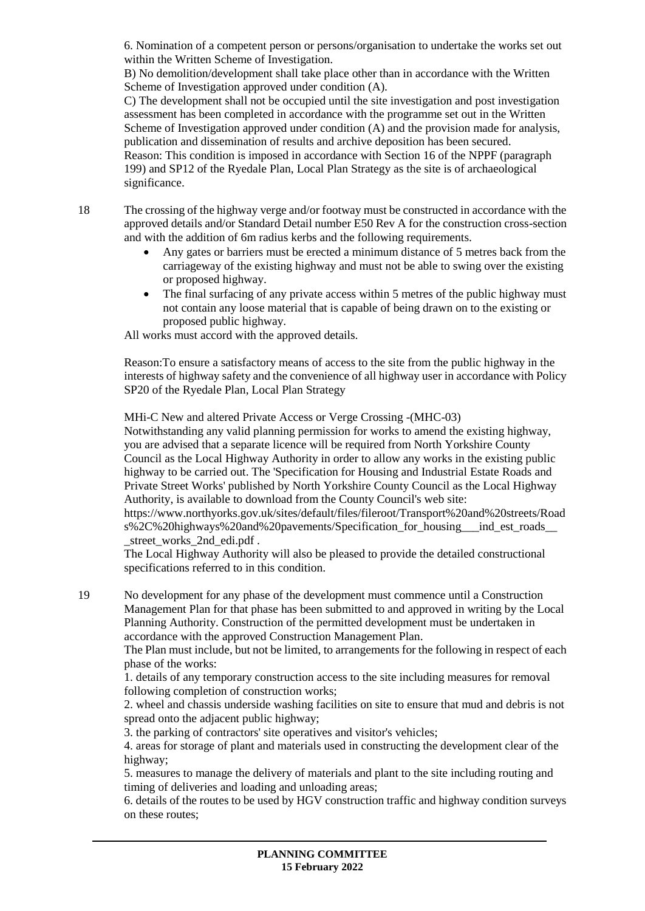6. Nomination of a competent person or persons/organisation to undertake the works set out within the Written Scheme of Investigation.

B) No demolition/development shall take place other than in accordance with the Written Scheme of Investigation approved under condition (A).

C) The development shall not be occupied until the site investigation and post investigation assessment has been completed in accordance with the programme set out in the Written Scheme of Investigation approved under condition (A) and the provision made for analysis, publication and dissemination of results and archive deposition has been secured.

Reason: This condition is imposed in accordance with Section 16 of the NPPF (paragraph 199) and SP12 of the Ryedale Plan, Local Plan Strategy as the site is of archaeological significance.

18 The crossing of the highway verge and/or footway must be constructed in accordance with the approved details and/or Standard Detail number E50 Rev A for the construction cross-section and with the addition of 6m radius kerbs and the following requirements.

- Any gates or barriers must be erected a minimum distance of 5 metres back from the carriageway of the existing highway and must not be able to swing over the existing or proposed highway.
- The final surfacing of any private access within 5 metres of the public highway must not contain any loose material that is capable of being drawn on to the existing or proposed public highway.

All works must accord with the approved details.

Reason:To ensure a satisfactory means of access to the site from the public highway in the interests of highway safety and the convenience of all highway user in accordance with Policy SP20 of the Ryedale Plan, Local Plan Strategy

MHi-C New and altered Private Access or Verge Crossing -(MHC-03)

Notwithstanding any valid planning permission for works to amend the existing highway, you are advised that a separate licence will be required from North Yorkshire County Council as the Local Highway Authority in order to allow any works in the existing public highway to be carried out. The 'Specification for Housing and Industrial Estate Roads and Private Street Works' published by North Yorkshire County Council as the Local Highway Authority, is available to download from the County Council's web site:
https://www.northyorks.gov.uk/sites/default/files/fileroot/Transport%20and%20streets/Roads%2C%20highways%20and%20pavements/Specification_for_housing___ind_est_roads___street_works_2nd_edi.pdf .

The Local Highway Authority will also be pleased to provide the detailed constructional specifications referred to in this condition.

19 No development for any phase of the development must commence until a Construction Management Plan for that phase has been submitted to and approved in writing by the Local Planning Authority. Construction of the permitted development must be undertaken in accordance with the approved Construction Management Plan.

The Plan must include, but not be limited, to arrangements for the following in respect of each phase of the works:

1. details of any temporary construction access to the site including measures for removal following completion of construction works;
2. wheel and chassis underside washing facilities on site to ensure that mud and debris is not spread onto the adjacent public highway;
3. the parking of contractors' site operatives and visitor's vehicles;
4. areas for storage of plant and materials used in constructing the development clear of the highway;
5. measures to manage the delivery of materials and plant to the site including routing and timing of deliveries and loading and unloading areas;
6. details of the routes to be used by HGV construction traffic and highway condition surveys on these routes;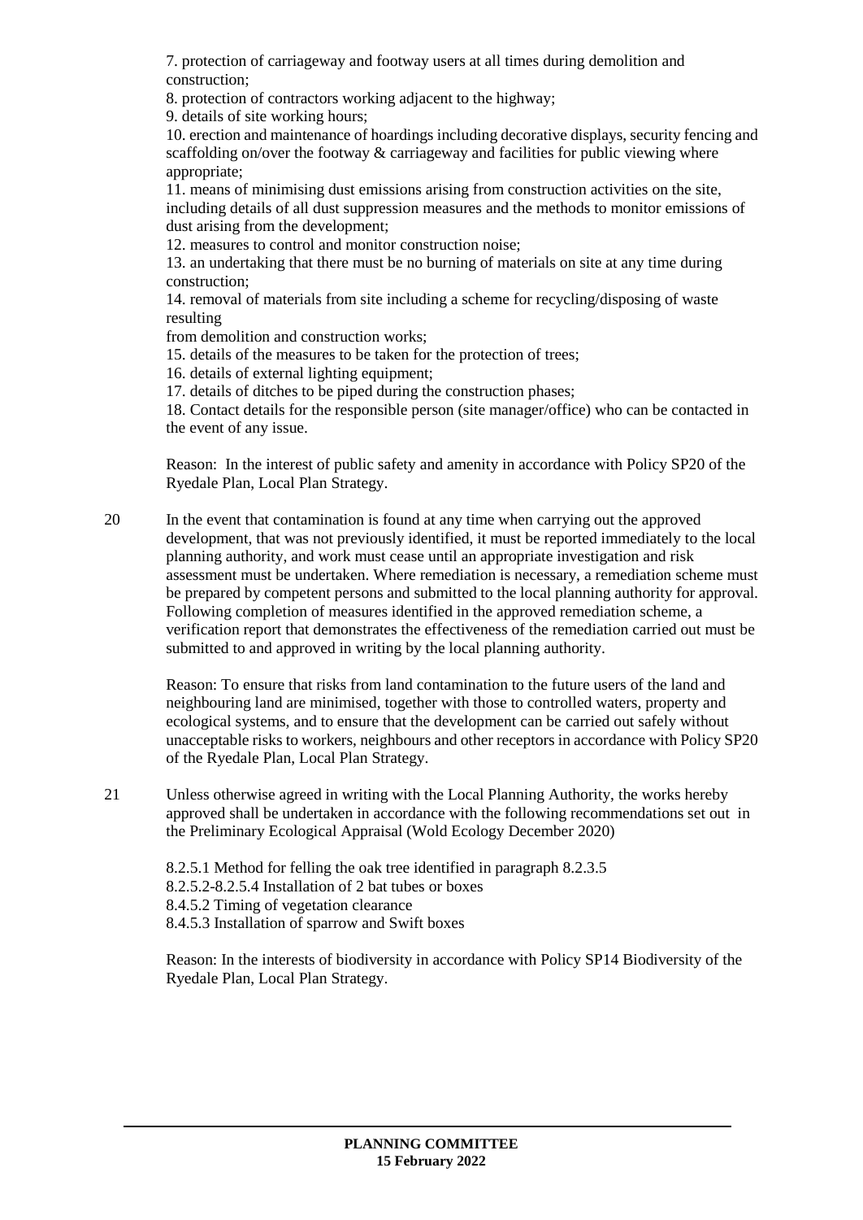7. protection of carriageway and footway users at all times during demolition and construction;

8. protection of contractors working adjacent to the highway;

9. details of site working hours;

10. erection and maintenance of hoardings including decorative displays, security fencing and scaffolding on/over the footway & carriageway and facilities for public viewing where appropriate;

11. means of minimising dust emissions arising from construction activities on the site, including details of all dust suppression measures and the methods to monitor emissions of dust arising from the development;

12. measures to control and monitor construction noise;

13. an undertaking that there must be no burning of materials on site at any time during construction;

14. removal of materials from site including a scheme for recycling/disposing of waste resulting
from demolition and construction works;

15. details of the measures to be taken for the protection of trees;

16. details of external lighting equipment;

17. details of ditches to be piped during the construction phases;

18. Contact details for the responsible person (site manager/office) who can be contacted in the event of any issue.

Reason: In the interest of public safety and amenity in accordance with Policy SP20 of the Ryedale Plan, Local Plan Strategy.

20 In the event that contamination is found at any time when carrying out the approved development, that was not previously identified, it must be reported immediately to the local planning authority, and work must cease until an appropriate investigation and risk assessment must be undertaken. Where remediation is necessary, a remediation scheme must be prepared by competent persons and submitted to the local planning authority for approval. Following completion of measures identified in the approved remediation scheme, a verification report that demonstrates the effectiveness of the remediation carried out must be submitted to and approved in writing by the local planning authority.

Reason: To ensure that risks from land contamination to the future users of the land and neighbouring land are minimised, together with those to controlled waters, property and ecological systems, and to ensure that the development can be carried out safely without unacceptable risks to workers, neighbours and other receptors in accordance with Policy SP20 of the Ryedale Plan, Local Plan Strategy.

21 Unless otherwise agreed in writing with the Local Planning Authority, the works hereby approved shall be undertaken in accordance with the following recommendations set out in the Preliminary Ecological Appraisal (Wold Ecology December 2020)

8.2.5.1 Method for felling the oak tree identified in paragraph 8.2.3.5
8.2.5.2-8.2.5.4 Installation of 2 bat tubes or boxes
8.4.5.2 Timing of vegetation clearance
8.4.5.3 Installation of sparrow and Swift boxes

Reason: In the interests of biodiversity in accordance with Policy SP14 Biodiversity of the Ryedale Plan, Local Plan Strategy.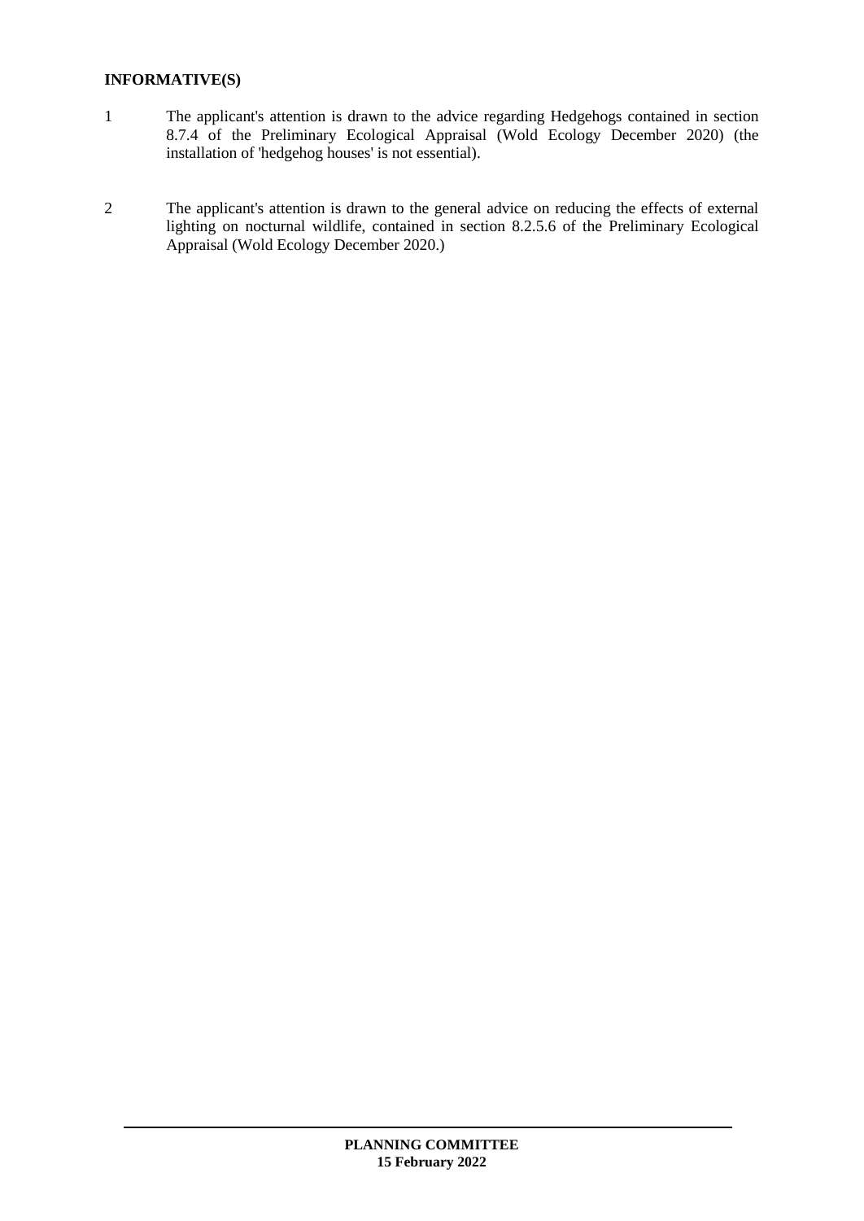**INFORMATIVE(S)**

1. The applicant's attention is drawn to the advice regarding Hedgehogs contained in section 8.7.4 of the Preliminary Ecological Appraisal (Wold Ecology December 2020) (the installation of 'hedgehog houses' is not essential).

2. The applicant's attention is drawn to the general advice on reducing the effects of external lighting on nocturnal wildlife, contained in section 8.2.5.6 of the Preliminary Ecological Appraisal (Wold Ecology December 2020.)